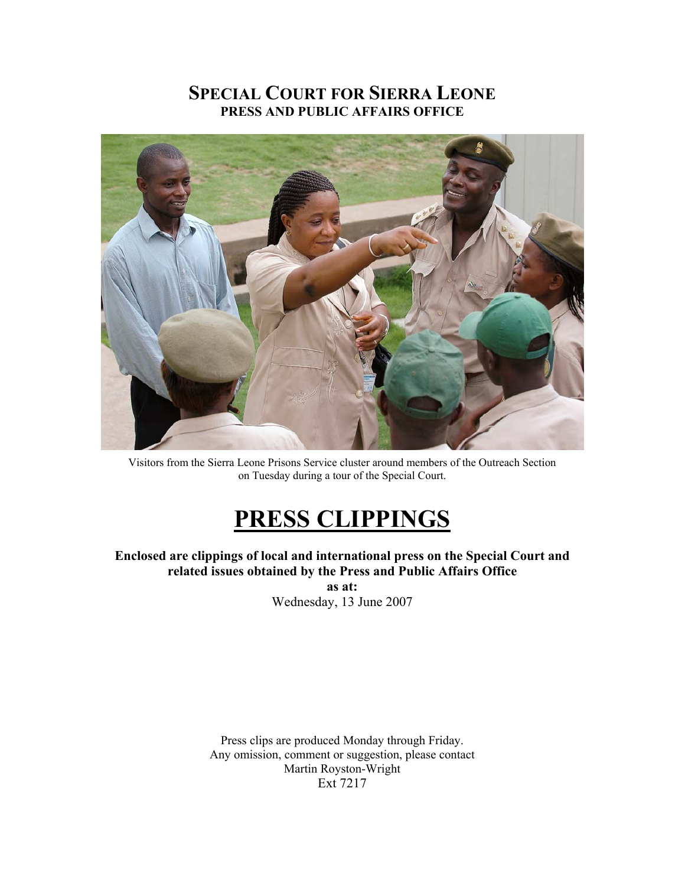# SPECIAL COURT FOR SIERRA LEONE
## PRESS AND PUBLIC AFFAIRS OFFICE

Visitors from the Sierra Leone Prisons Service cluster around members of the Outreach Section on Tuesday during a tour of the Special Court.

# PRESS CLIPPINGS

**Enclosed are clippings of local and international press on the Special Court and related issues obtained by the Press and Public Affairs Office**
**as at:**
Wednesday, 13 June 2007

Press clips are produced Monday through Friday.
Any omission, comment or suggestion, please contact
Martin Royston-Wright
Ext 7217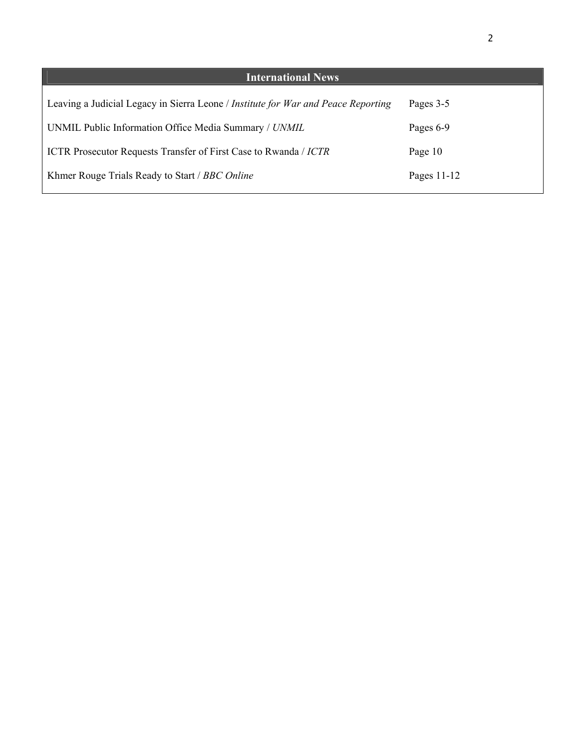## International News

| | |
|---|---|
| Leaving a Judicial Legacy in Sierra Leone / *Institute for War and Peace Reporting* | Pages 3-5 |
| UNMIL Public Information Office Media Summary / *UNMIL* | Pages 6-9 |
| ICTR Prosecutor Requests Transfer of First Case to Rwanda / *ICTR* | Page 10 |
| Khmer Rouge Trials Ready to Start / *BBC Online* | Pages 11-12 |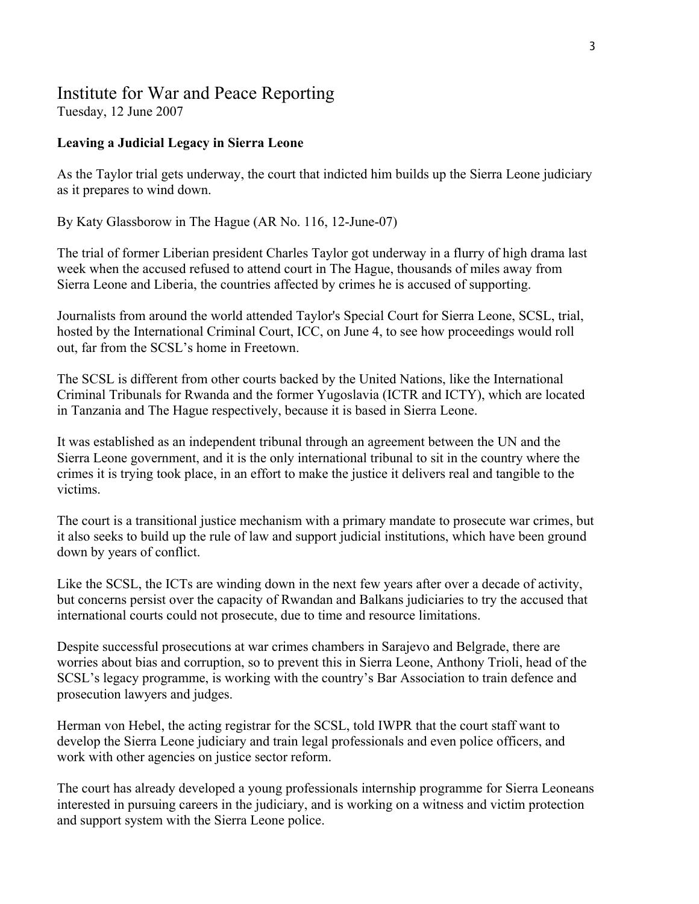# Institute for War and Peace Reporting

Tuesday, 12 June 2007

**Leaving a Judicial Legacy in Sierra Leone**

As the Taylor trial gets underway, the court that indicted him builds up the Sierra Leone judiciary as it prepares to wind down.

By Katy Glassborow in The Hague (AR No. 116, 12-June-07)

The trial of former Liberian president Charles Taylor got underway in a flurry of high drama last week when the accused refused to attend court in The Hague, thousands of miles away from Sierra Leone and Liberia, the countries affected by crimes he is accused of supporting.

Journalists from around the world attended Taylor's Special Court for Sierra Leone, SCSL, trial, hosted by the International Criminal Court, ICC, on June 4, to see how proceedings would roll out, far from the SCSL's home in Freetown.

The SCSL is different from other courts backed by the United Nations, like the International Criminal Tribunals for Rwanda and the former Yugoslavia (ICTR and ICTY), which are located in Tanzania and The Hague respectively, because it is based in Sierra Leone.

It was established as an independent tribunal through an agreement between the UN and the Sierra Leone government, and it is the only international tribunal to sit in the country where the crimes it is trying took place, in an effort to make the justice it delivers real and tangible to the victims.

The court is a transitional justice mechanism with a primary mandate to prosecute war crimes, but it also seeks to build up the rule of law and support judicial institutions, which have been ground down by years of conflict.

Like the SCSL, the ICTs are winding down in the next few years after over a decade of activity, but concerns persist over the capacity of Rwandan and Balkans judiciaries to try the accused that international courts could not prosecute, due to time and resource limitations.

Despite successful prosecutions at war crimes chambers in Sarajevo and Belgrade, there are worries about bias and corruption, so to prevent this in Sierra Leone, Anthony Trioli, head of the SCSL's legacy programme, is working with the country's Bar Association to train defence and prosecution lawyers and judges.

Herman von Hebel, the acting registrar for the SCSL, told IWPR that the court staff want to develop the Sierra Leone judiciary and train legal professionals and even police officers, and work with other agencies on justice sector reform.

The court has already developed a young professionals internship programme for Sierra Leoneans interested in pursuing careers in the judiciary, and is working on a witness and victim protection and support system with the Sierra Leone police.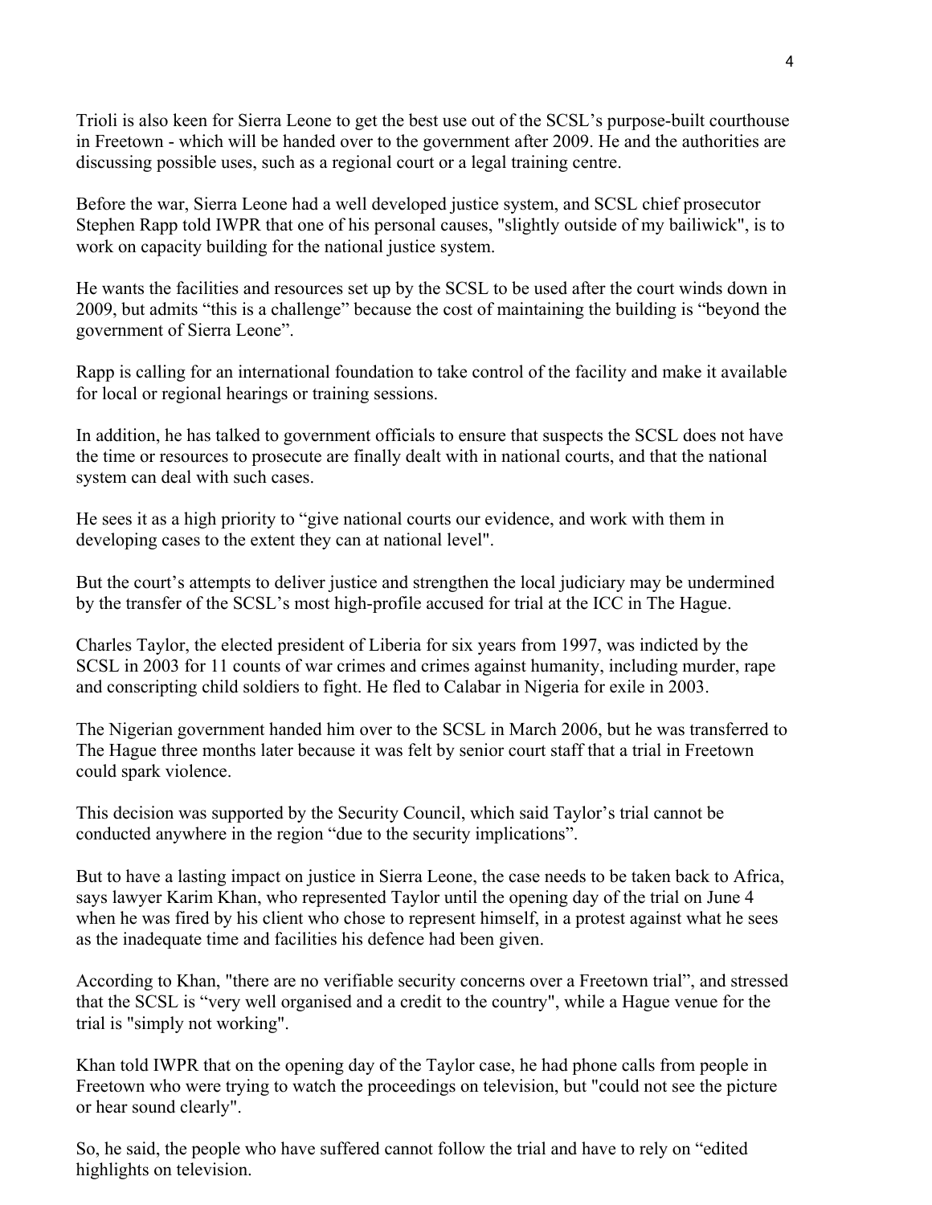Trioli is also keen for Sierra Leone to get the best use out of the SCSL's purpose-built courthouse in Freetown - which will be handed over to the government after 2009. He and the authorities are discussing possible uses, such as a regional court or a legal training centre.

Before the war, Sierra Leone had a well developed justice system, and SCSL chief prosecutor Stephen Rapp told IWPR that one of his personal causes, "slightly outside of my bailiwick", is to work on capacity building for the national justice system.

He wants the facilities and resources set up by the SCSL to be used after the court winds down in 2009, but admits "this is a challenge" because the cost of maintaining the building is "beyond the government of Sierra Leone".

Rapp is calling for an international foundation to take control of the facility and make it available for local or regional hearings or training sessions.

In addition, he has talked to government officials to ensure that suspects the SCSL does not have the time or resources to prosecute are finally dealt with in national courts, and that the national system can deal with such cases.

He sees it as a high priority to "give national courts our evidence, and work with them in developing cases to the extent they can at national level".

But the court's attempts to deliver justice and strengthen the local judiciary may be undermined by the transfer of the SCSL's most high-profile accused for trial at the ICC in The Hague.

Charles Taylor, the elected president of Liberia for six years from 1997, was indicted by the SCSL in 2003 for 11 counts of war crimes and crimes against humanity, including murder, rape and conscripting child soldiers to fight. He fled to Calabar in Nigeria for exile in 2003.

The Nigerian government handed him over to the SCSL in March 2006, but he was transferred to The Hague three months later because it was felt by senior court staff that a trial in Freetown could spark violence.

This decision was supported by the Security Council, which said Taylor's trial cannot be conducted anywhere in the region "due to the security implications".

But to have a lasting impact on justice in Sierra Leone, the case needs to be taken back to Africa, says lawyer Karim Khan, who represented Taylor until the opening day of the trial on June 4 when he was fired by his client who chose to represent himself, in a protest against what he sees as the inadequate time and facilities his defence had been given.

According to Khan, "there are no verifiable security concerns over a Freetown trial", and stressed that the SCSL is "very well organised and a credit to the country", while a Hague venue for the trial is "simply not working".

Khan told IWPR that on the opening day of the Taylor case, he had phone calls from people in Freetown who were trying to watch the proceedings on television, but "could not see the picture or hear sound clearly".

So, he said, the people who have suffered cannot follow the trial and have to rely on "edited highlights on television.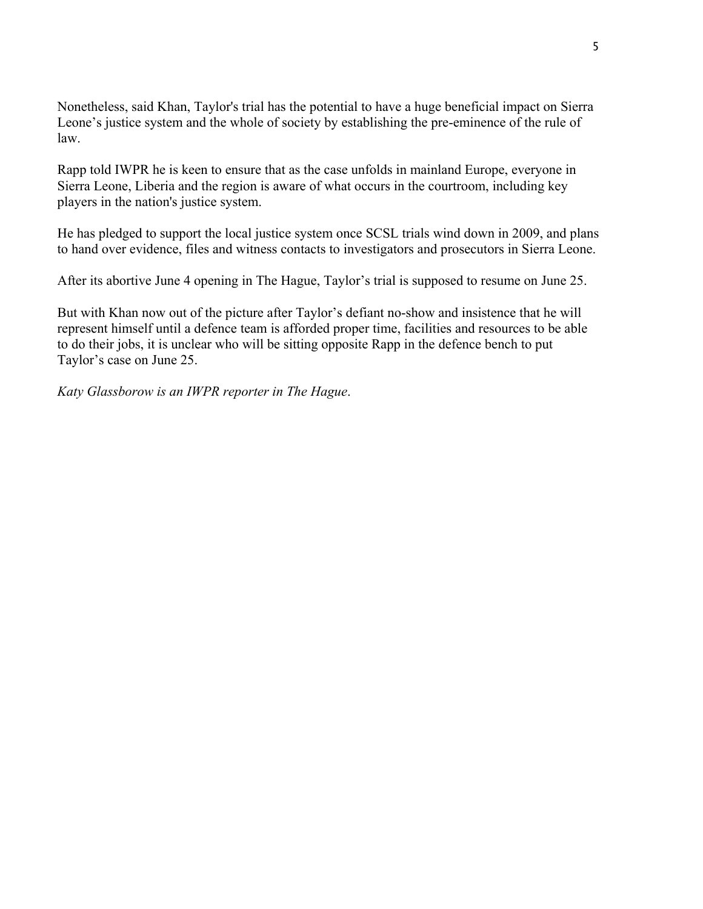Nonetheless, said Khan, Taylor's trial has the potential to have a huge beneficial impact on Sierra Leone's justice system and the whole of society by establishing the pre-eminence of the rule of law.

Rapp told IWPR he is keen to ensure that as the case unfolds in mainland Europe, everyone in Sierra Leone, Liberia and the region is aware of what occurs in the courtroom, including key players in the nation's justice system.

He has pledged to support the local justice system once SCSL trials wind down in 2009, and plans to hand over evidence, files and witness contacts to investigators and prosecutors in Sierra Leone.

After its abortive June 4 opening in The Hague, Taylor's trial is supposed to resume on June 25.

But with Khan now out of the picture after Taylor's defiant no-show and insistence that he will represent himself until a defence team is afforded proper time, facilities and resources to be able to do their jobs, it is unclear who will be sitting opposite Rapp in the defence bench to put Taylor's case on June 25.

*Katy Glassborow is an IWPR reporter in The Hague*.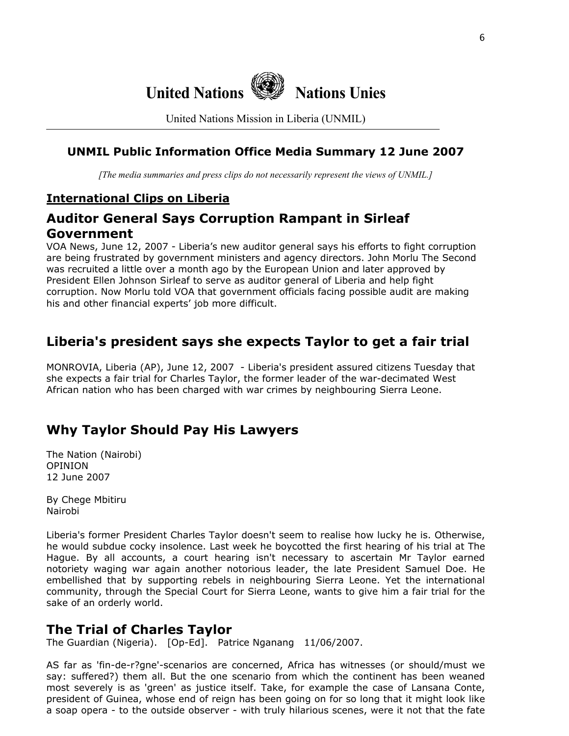# United Nations Nations Unies

United Nations Mission in Liberia (UNMIL)

## UNMIL Public Information Office Media Summary 12 June 2007

*[The media summaries and press clips do not necessarily represent the views of UNMIL.]*

### International Clips on Liberia

## Auditor General Says Corruption Rampant in Sirleaf Government

VOA News, June 12, 2007 - Liberia's new auditor general says his efforts to fight corruption are being frustrated by government ministers and agency directors. John Morlu The Second was recruited a little over a month ago by the European Union and later approved by President Ellen Johnson Sirleaf to serve as auditor general of Liberia and help fight corruption. Now Morlu told VOA that government officials facing possible audit are making his and other financial experts' job more difficult.

## Liberia's president says she expects Taylor to get a fair trial

MONROVIA, Liberia (AP), June 12, 2007 - Liberia's president assured citizens Tuesday that she expects a fair trial for Charles Taylor, the former leader of the war-decimated West African nation who has been charged with war crimes by neighbouring Sierra Leone.

## Why Taylor Should Pay His Lawyers

The Nation (Nairobi)
OPINION
12 June 2007

By Chege Mbitiru
Nairobi

Liberia's former President Charles Taylor doesn't seem to realise how lucky he is. Otherwise, he would subdue cocky insolence. Last week he boycotted the first hearing of his trial at The Hague. By all accounts, a court hearing isn't necessary to ascertain Mr Taylor earned notoriety waging war again another notorious leader, the late President Samuel Doe. He embellished that by supporting rebels in neighbouring Sierra Leone. Yet the international community, through the Special Court for Sierra Leone, wants to give him a fair trial for the sake of an orderly world.

## The Trial of Charles Taylor

The Guardian (Nigeria). [Op-Ed]. Patrice Nganang 11/06/2007.

AS far as 'fin-de-r?gne'-scenarios are concerned, Africa has witnesses (or should/must we say: suffered?) them all. But the one scenario from which the continent has been weaned most severely is as 'green' as justice itself. Take, for example the case of Lansana Conte, president of Guinea, whose end of reign has been going on for so long that it might look like a soap opera - to the outside observer - with truly hilarious scenes, were it not that the fate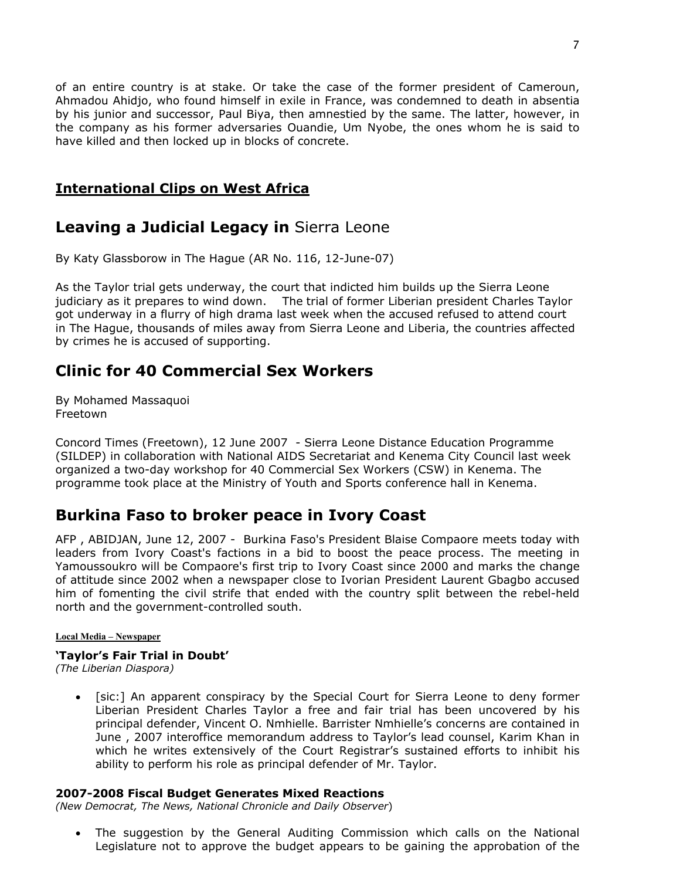of an entire country is at stake. Or take the case of the former president of Cameroun, Ahmadou Ahidjo, who found himself in exile in France, was condemned to death in absentia by his junior and successor, Paul Biya, then amnestied by the same. The latter, however, in the company as his former adversaries Ouandie, Um Nyobe, the ones whom he is said to have killed and then locked up in blocks of concrete.

## International Clips on West Africa

# **Leaving a Judicial Legacy in** Sierra Leone

By Katy Glassborow in The Hague (AR No. 116, 12-June-07)

As the Taylor trial gets underway, the court that indicted him builds up the Sierra Leone judiciary as it prepares to wind down. The trial of former Liberian president Charles Taylor got underway in a flurry of high drama last week when the accused refused to attend court in The Hague, thousands of miles away from Sierra Leone and Liberia, the countries affected by crimes he is accused of supporting.

# Clinic for 40 Commercial Sex Workers

By Mohamed Massaquoi
Freetown

Concord Times (Freetown), 12 June 2007 - Sierra Leone Distance Education Programme (SILDEP) in collaboration with National AIDS Secretariat and Kenema City Council last week organized a two-day workshop for 40 Commercial Sex Workers (CSW) in Kenema. The programme took place at the Ministry of Youth and Sports conference hall in Kenema.

# Burkina Faso to broker peace in Ivory Coast

AFP , ABIDJAN, June 12, 2007 - Burkina Faso's President Blaise Compaore meets today with leaders from Ivory Coast's factions in a bid to boost the peace process. The meeting in Yamoussoukro will be Compaore's first trip to Ivory Coast since 2000 and marks the change of attitude since 2002 when a newspaper close to Ivorian President Laurent Gbagbo accused him of fomenting the civil strife that ended with the country split between the rebel-held north and the government-controlled south.

**Local Media – Newspaper**

### 'Taylor's Fair Trial in Doubt'

*(The Liberian Diaspora)*

- [sic:] An apparent conspiracy by the Special Court for Sierra Leone to deny former Liberian President Charles Taylor a free and fair trial has been uncovered by his principal defender, Vincent O. Nmhielle. Barrister Nmhielle's concerns are contained in June , 2007 interoffice memorandum address to Taylor's lead counsel, Karim Khan in which he writes extensively of the Court Registrar's sustained efforts to inhibit his ability to perform his role as principal defender of Mr. Taylor.

### 2007-2008 Fiscal Budget Generates Mixed Reactions

*(New Democrat, The News, National Chronicle and Daily Observer)*

- The suggestion by the General Auditing Commission which calls on the National Legislature not to approve the budget appears to be gaining the approbation of the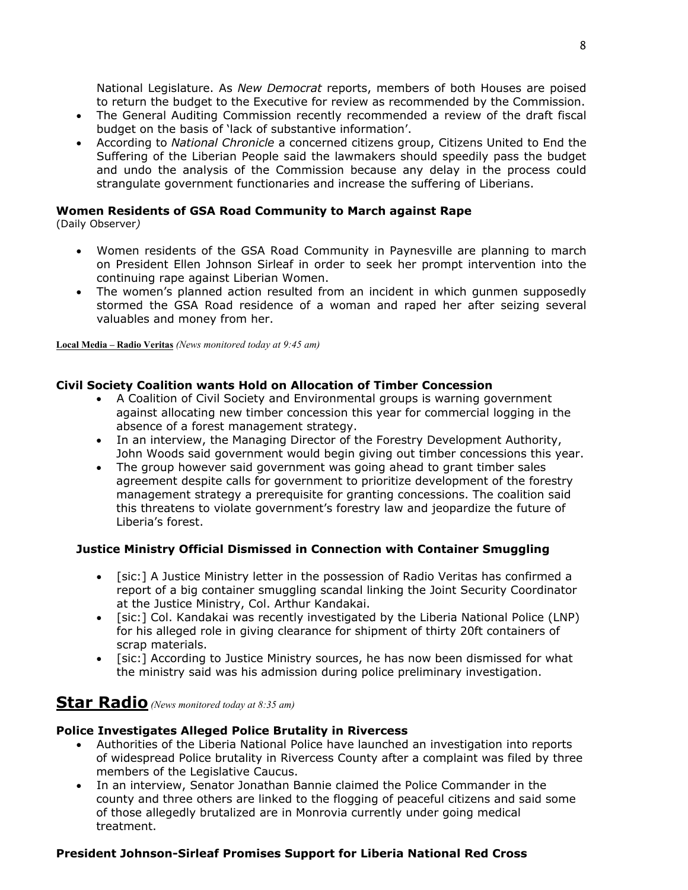National Legislature. As *New Democrat* reports, members of both Houses are poised to return the budget to the Executive for review as recommended by the Commission.

- The General Auditing Commission recently recommended a review of the draft fiscal budget on the basis of 'lack of substantive information'.
- According to *National Chronicle* a concerned citizens group, Citizens United to End the Suffering of the Liberian People said the lawmakers should speedily pass the budget and undo the analysis of the Commission because any delay in the process could strangulate government functionaries and increase the suffering of Liberians.

### Women Residents of GSA Road Community to March against Rape

(Daily Observer*)*

- Women residents of the GSA Road Community in Paynesville are planning to march on President Ellen Johnson Sirleaf in order to seek her prompt intervention into the continuing rape against Liberian Women.
- The women's planned action resulted from an incident in which gunmen supposedly stormed the GSA Road residence of a woman and raped her after seizing several valuables and money from her.

**Local Media – Radio Veritas** *(News monitored today at 9:45 am)*

### Civil Society Coalition wants Hold on Allocation of Timber Concession

- A Coalition of Civil Society and Environmental groups is warning government against allocating new timber concession this year for commercial logging in the absence of a forest management strategy.
- In an interview, the Managing Director of the Forestry Development Authority, John Woods said government would begin giving out timber concessions this year.
- The group however said government was going ahead to grant timber sales agreement despite calls for government to prioritize development of the forestry management strategy a prerequisite for granting concessions. The coalition said this threatens to violate government's forestry law and jeopardize the future of Liberia's forest.

### Justice Ministry Official Dismissed in Connection with Container Smuggling

- [sic:] A Justice Ministry letter in the possession of Radio Veritas has confirmed a report of a big container smuggling scandal linking the Joint Security Coordinator at the Justice Ministry, Col. Arthur Kandakai.
- [sic:] Col. Kandakai was recently investigated by the Liberia National Police (LNP) for his alleged role in giving clearance for shipment of thirty 20ft containers of scrap materials.
- [sic:] According to Justice Ministry sources, he has now been dismissed for what the ministry said was his admission during police preliminary investigation.

## Star Radio *(News monitored today at 8:35 am)*

### Police Investigates Alleged Police Brutality in Rivercess

- Authorities of the Liberia National Police have launched an investigation into reports of widespread Police brutality in Rivercess County after a complaint was filed by three members of the Legislative Caucus.
- In an interview, Senator Jonathan Bannie claimed the Police Commander in the county and three others are linked to the flogging of peaceful citizens and said some of those allegedly brutalized are in Monrovia currently under going medical treatment.

### President Johnson-Sirleaf Promises Support for Liberia National Red Cross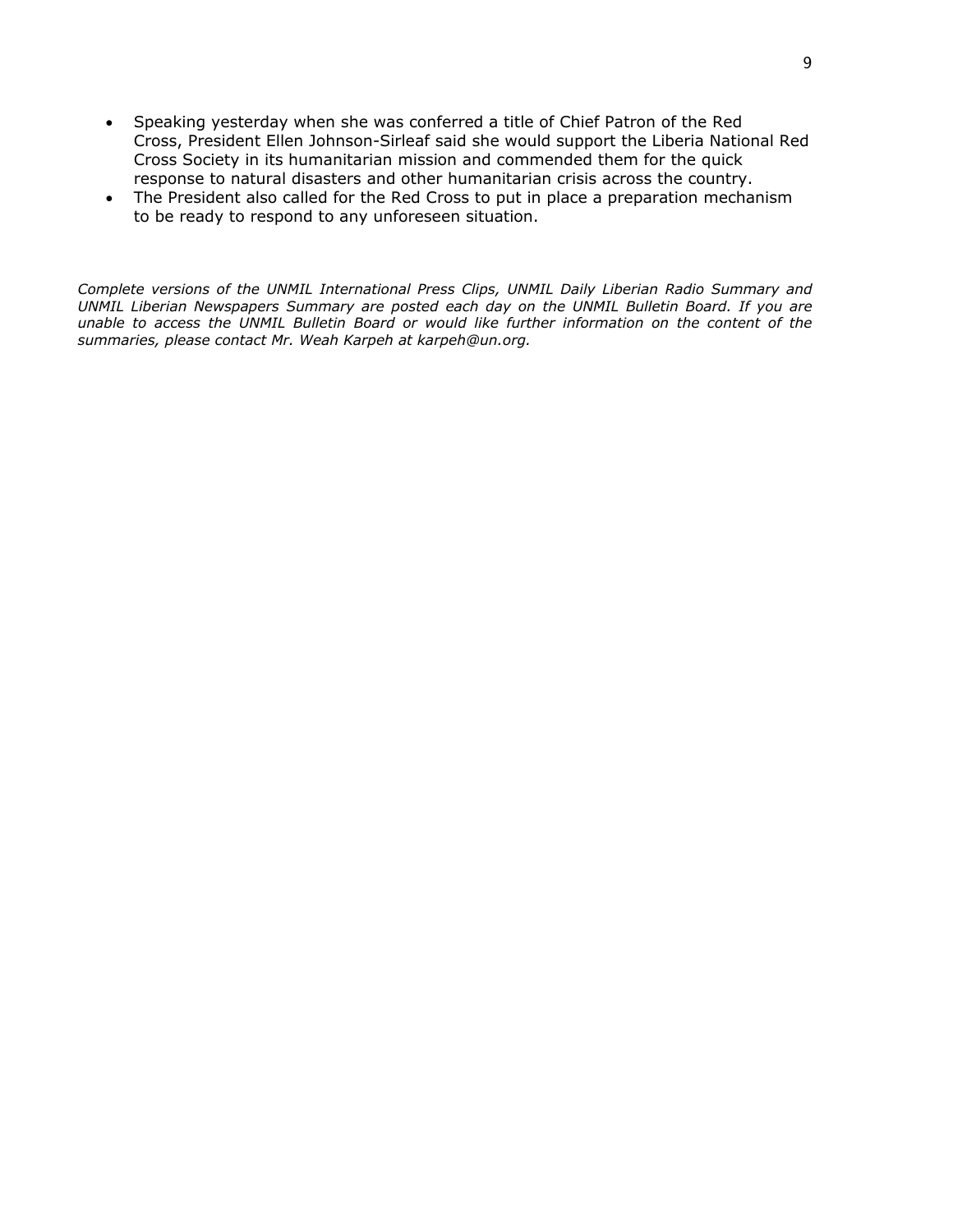- Speaking yesterday when she was conferred a title of Chief Patron of the Red Cross, President Ellen Johnson-Sirleaf said she would support the Liberia National Red Cross Society in its humanitarian mission and commended them for the quick response to natural disasters and other humanitarian crisis across the country.
- The President also called for the Red Cross to put in place a preparation mechanism to be ready to respond to any unforeseen situation.

*Complete versions of the UNMIL International Press Clips, UNMIL Daily Liberian Radio Summary and UNMIL Liberian Newspapers Summary are posted each day on the UNMIL Bulletin Board. If you are unable to access the UNMIL Bulletin Board or would like further information on the content of the summaries, please contact Mr. Weah Karpeh at karpeh@un.org.*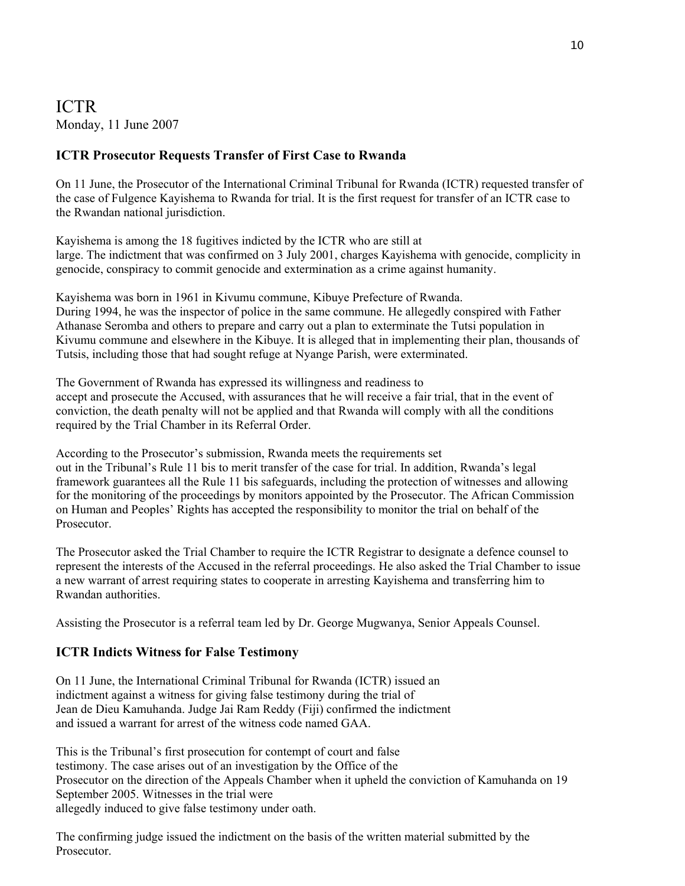# ICTR

Monday, 11 June 2007

## ICTR Prosecutor Requests Transfer of First Case to Rwanda

On 11 June, the Prosecutor of the International Criminal Tribunal for Rwanda (ICTR) requested transfer of the case of Fulgence Kayishema to Rwanda for trial. It is the first request for transfer of an ICTR case to the Rwandan national jurisdiction.

Kayishema is among the 18 fugitives indicted by the ICTR who are still at large. The indictment that was confirmed on 3 July 2001, charges Kayishema with genocide, complicity in genocide, conspiracy to commit genocide and extermination as a crime against humanity.

Kayishema was born in 1961 in Kivumu commune, Kibuye Prefecture of Rwanda. During 1994, he was the inspector of police in the same commune. He allegedly conspired with Father Athanase Seromba and others to prepare and carry out a plan to exterminate the Tutsi population in Kivumu commune and elsewhere in the Kibuye. It is alleged that in implementing their plan, thousands of Tutsis, including those that had sought refuge at Nyange Parish, were exterminated.

The Government of Rwanda has expressed its willingness and readiness to accept and prosecute the Accused, with assurances that he will receive a fair trial, that in the event of conviction, the death penalty will not be applied and that Rwanda will comply with all the conditions required by the Trial Chamber in its Referral Order.

According to the Prosecutor's submission, Rwanda meets the requirements set out in the Tribunal's Rule 11 bis to merit transfer of the case for trial. In addition, Rwanda's legal framework guarantees all the Rule 11 bis safeguards, including the protection of witnesses and allowing for the monitoring of the proceedings by monitors appointed by the Prosecutor. The African Commission on Human and Peoples' Rights has accepted the responsibility to monitor the trial on behalf of the Prosecutor.

The Prosecutor asked the Trial Chamber to require the ICTR Registrar to designate a defence counsel to represent the interests of the Accused in the referral proceedings. He also asked the Trial Chamber to issue a new warrant of arrest requiring states to cooperate in arresting Kayishema and transferring him to Rwandan authorities.

Assisting the Prosecutor is a referral team led by Dr. George Mugwanya, Senior Appeals Counsel.

## ICTR Indicts Witness for False Testimony

On 11 June, the International Criminal Tribunal for Rwanda (ICTR) issued an indictment against a witness for giving false testimony during the trial of Jean de Dieu Kamuhanda. Judge Jai Ram Reddy (Fiji) confirmed the indictment and issued a warrant for arrest of the witness code named GAA.

This is the Tribunal's first prosecution for contempt of court and false testimony. The case arises out of an investigation by the Office of the Prosecutor on the direction of the Appeals Chamber when it upheld the conviction of Kamuhanda on 19 September 2005. Witnesses in the trial were allegedly induced to give false testimony under oath.

The confirming judge issued the indictment on the basis of the written material submitted by the Prosecutor.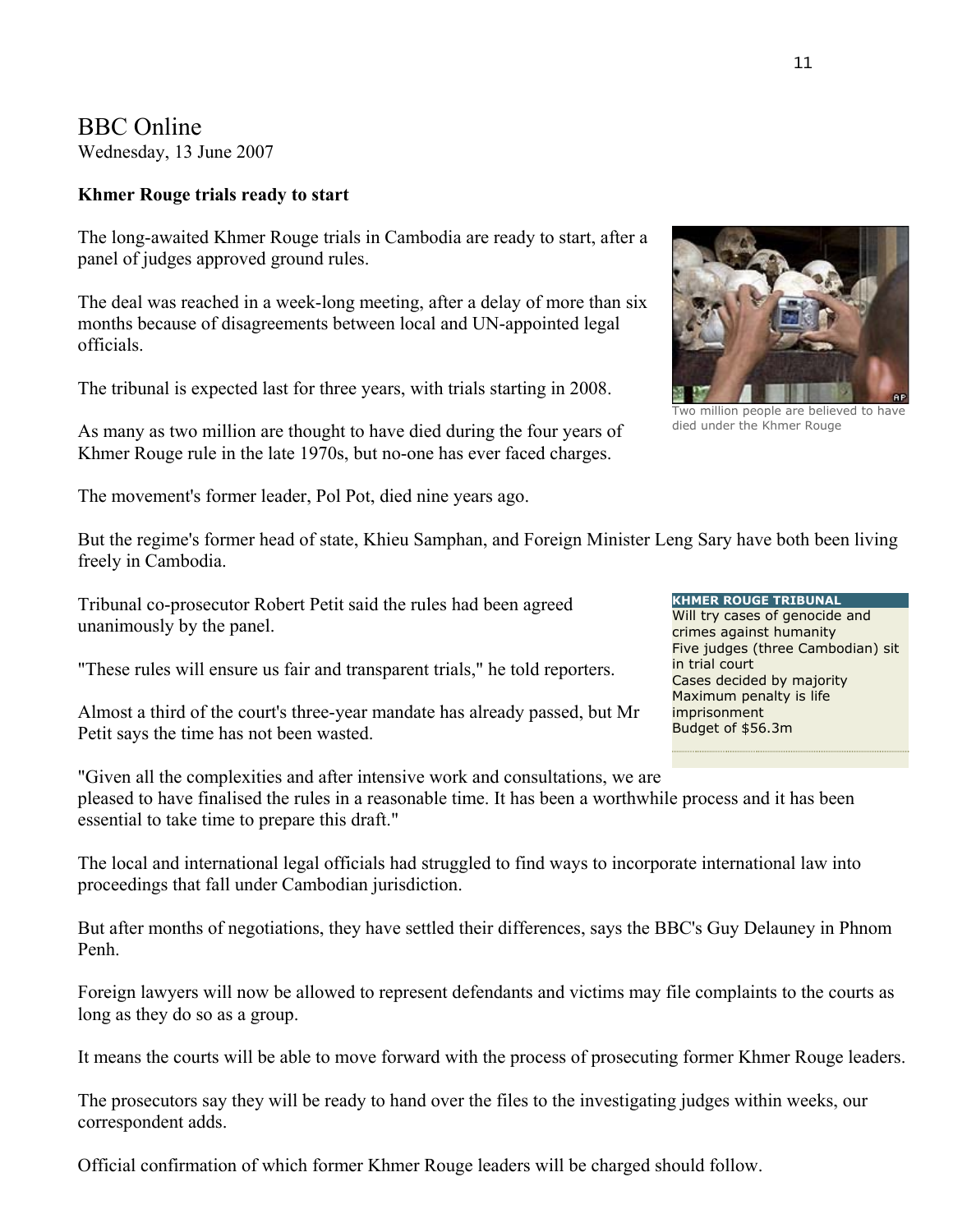BBC Online
Wednesday, 13 June 2007

**Khmer Rouge trials ready to start**

The long-awaited Khmer Rouge trials in Cambodia are ready to start, after a panel of judges approved ground rules.

The deal was reached in a week-long meeting, after a delay of more than six months because of disagreements between local and UN-appointed legal officials.

The tribunal is expected last for three years, with trials starting in 2008.

As many as two million are thought to have died during the four years of Khmer Rouge rule in the late 1970s, but no-one has ever faced charges.

Two million people are believed to have died under the Khmer Rouge

The movement's former leader, Pol Pot, died nine years ago.

But the regime's former head of state, Khieu Samphan, and Foreign Minister Leng Sary have both been living freely in Cambodia.

Tribunal co-prosecutor Robert Petit said the rules had been agreed unanimously by the panel.

"These rules will ensure us fair and transparent trials," he told reporters.

Almost a third of the court's three-year mandate has already passed, but Mr Petit says the time has not been wasted.

"Given all the complexities and after intensive work and consultations, we are pleased to have finalised the rules in a reasonable time. It has been a worthwhile process and it has been essential to take time to prepare this draft."

**KHMER ROUGE TRIBUNAL**

Will try cases of genocide and crimes against humanity
Five judges (three Cambodian) sit in trial court
Cases decided by majority
Maximum penalty is life imprisonment
Budget of $56.3m

The local and international legal officials had struggled to find ways to incorporate international law into proceedings that fall under Cambodian jurisdiction.

But after months of negotiations, they have settled their differences, says the BBC's Guy Delauney in Phnom Penh.

Foreign lawyers will now be allowed to represent defendants and victims may file complaints to the courts as long as they do so as a group.

It means the courts will be able to move forward with the process of prosecuting former Khmer Rouge leaders.

The prosecutors say they will be ready to hand over the files to the investigating judges within weeks, our correspondent adds.

Official confirmation of which former Khmer Rouge leaders will be charged should follow.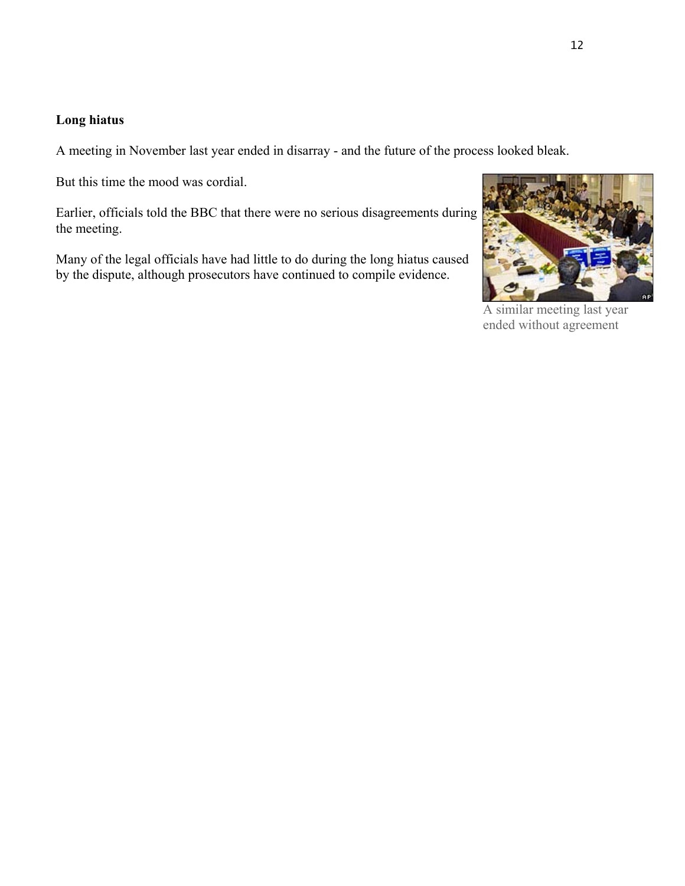**Long hiatus**

A meeting in November last year ended in disarray - and the future of the process looked bleak.

But this time the mood was cordial.

Earlier, officials told the BBC that there were no serious disagreements during the meeting.

Many of the legal officials have had little to do during the long hiatus caused by the dispute, although prosecutors have continued to compile evidence.

A similar meeting last year ended without agreement